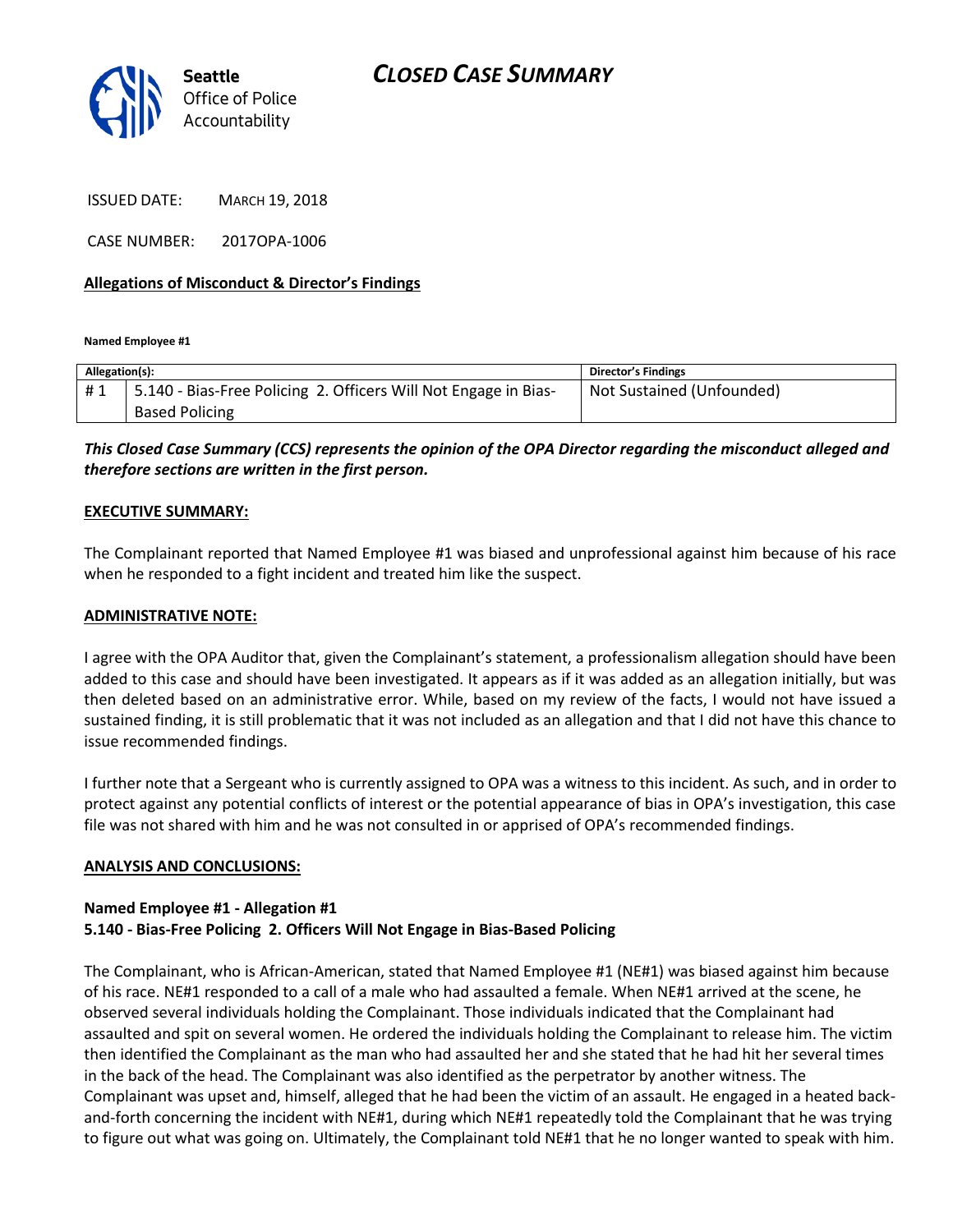Seattle Office of Police Accountability

# CLOSED CASE SUMMARY

ISSUED DATE: MARCH 19, 2018

CASE NUMBER: 2017OPA-1006

## Allegations of Misconduct & Director's Findings

**Named Employee #1**

| Allegation(s): | | Director's Findings |
|---|---|---|
| # 1 | 5.140 - Bias-Free Policing 2. Officers Will Not Engage in Bias-Based Policing | Not Sustained (Unfounded) |

***This Closed Case Summary (CCS) represents the opinion of the OPA Director regarding the misconduct alleged and therefore sections are written in the first person.***

**EXECUTIVE SUMMARY:**

The Complainant reported that Named Employee #1 was biased and unprofessional against him because of his race when he responded to a fight incident and treated him like the suspect.

**ADMINISTRATIVE NOTE:**

I agree with the OPA Auditor that, given the Complainant's statement, a professionalism allegation should have been added to this case and should have been investigated. It appears as if it was added as an allegation initially, but was then deleted based on an administrative error. While, based on my review of the facts, I would not have issued a sustained finding, it is still problematic that it was not included as an allegation and that I did not have this chance to issue recommended findings.

I further note that a Sergeant who is currently assigned to OPA was a witness to this incident. As such, and in order to protect against any potential conflicts of interest or the potential appearance of bias in OPA's investigation, this case file was not shared with him and he was not consulted in or apprised of OPA's recommended findings.

**ANALYSIS AND CONCLUSIONS:**

**Named Employee #1 - Allegation #1**
**5.140 - Bias-Free Policing 2. Officers Will Not Engage in Bias-Based Policing**

The Complainant, who is African-American, stated that Named Employee #1 (NE#1) was biased against him because of his race. NE#1 responded to a call of a male who had assaulted a female. When NE#1 arrived at the scene, he observed several individuals holding the Complainant. Those individuals indicated that the Complainant had assaulted and spit on several women. He ordered the individuals holding the Complainant to release him. The victim then identified the Complainant as the man who had assaulted her and she stated that he had hit her several times in the back of the head. The Complainant was also identified as the perpetrator by another witness. The Complainant was upset and, himself, alleged that he had been the victim of an assault. He engaged in a heated back-and-forth concerning the incident with NE#1, during which NE#1 repeatedly told the Complainant that he was trying to figure out what was going on. Ultimately, the Complainant told NE#1 that he no longer wanted to speak with him.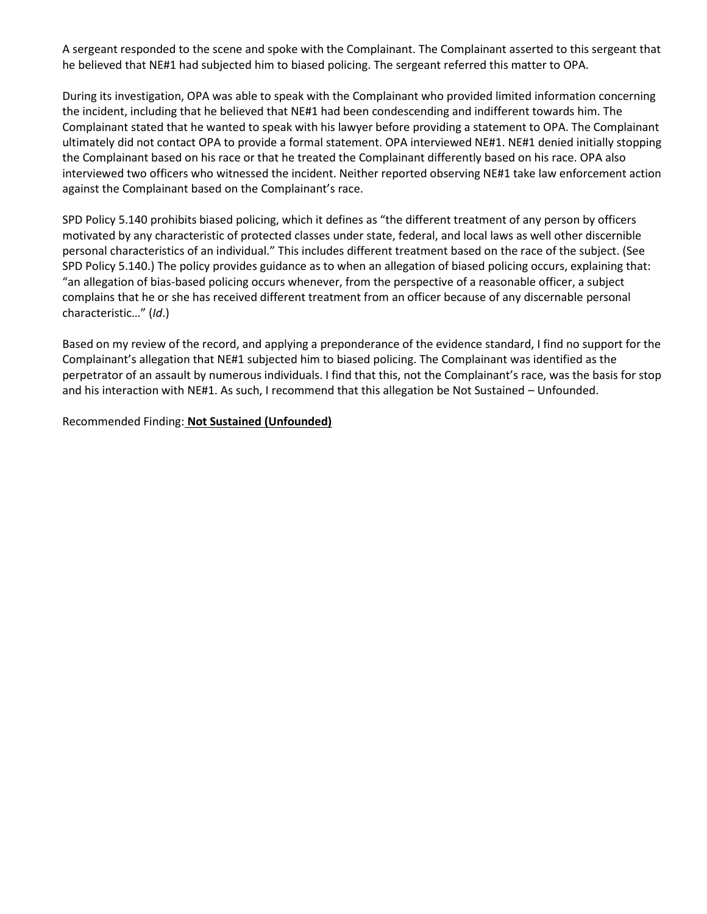A sergeant responded to the scene and spoke with the Complainant. The Complainant asserted to this sergeant that he believed that NE#1 had subjected him to biased policing. The sergeant referred this matter to OPA.

During its investigation, OPA was able to speak with the Complainant who provided limited information concerning the incident, including that he believed that NE#1 had been condescending and indifferent towards him. The Complainant stated that he wanted to speak with his lawyer before providing a statement to OPA. The Complainant ultimately did not contact OPA to provide a formal statement. OPA interviewed NE#1. NE#1 denied initially stopping the Complainant based on his race or that he treated the Complainant differently based on his race. OPA also interviewed two officers who witnessed the incident. Neither reported observing NE#1 take law enforcement action against the Complainant based on the Complainant's race.

SPD Policy 5.140 prohibits biased policing, which it defines as "the different treatment of any person by officers motivated by any characteristic of protected classes under state, federal, and local laws as well other discernible personal characteristics of an individual." This includes different treatment based on the race of the subject. (See SPD Policy 5.140.) The policy provides guidance as to when an allegation of biased policing occurs, explaining that: "an allegation of bias-based policing occurs whenever, from the perspective of a reasonable officer, a subject complains that he or she has received different treatment from an officer because of any discernable personal characteristic…" (*Id*.)

Based on my review of the record, and applying a preponderance of the evidence standard, I find no support for the Complainant's allegation that NE#1 subjected him to biased policing. The Complainant was identified as the perpetrator of an assault by numerous individuals. I find that this, not the Complainant's race, was the basis for stop and his interaction with NE#1. As such, I recommend that this allegation be Not Sustained – Unfounded.

Recommended Finding: **Not Sustained (Unfounded)**